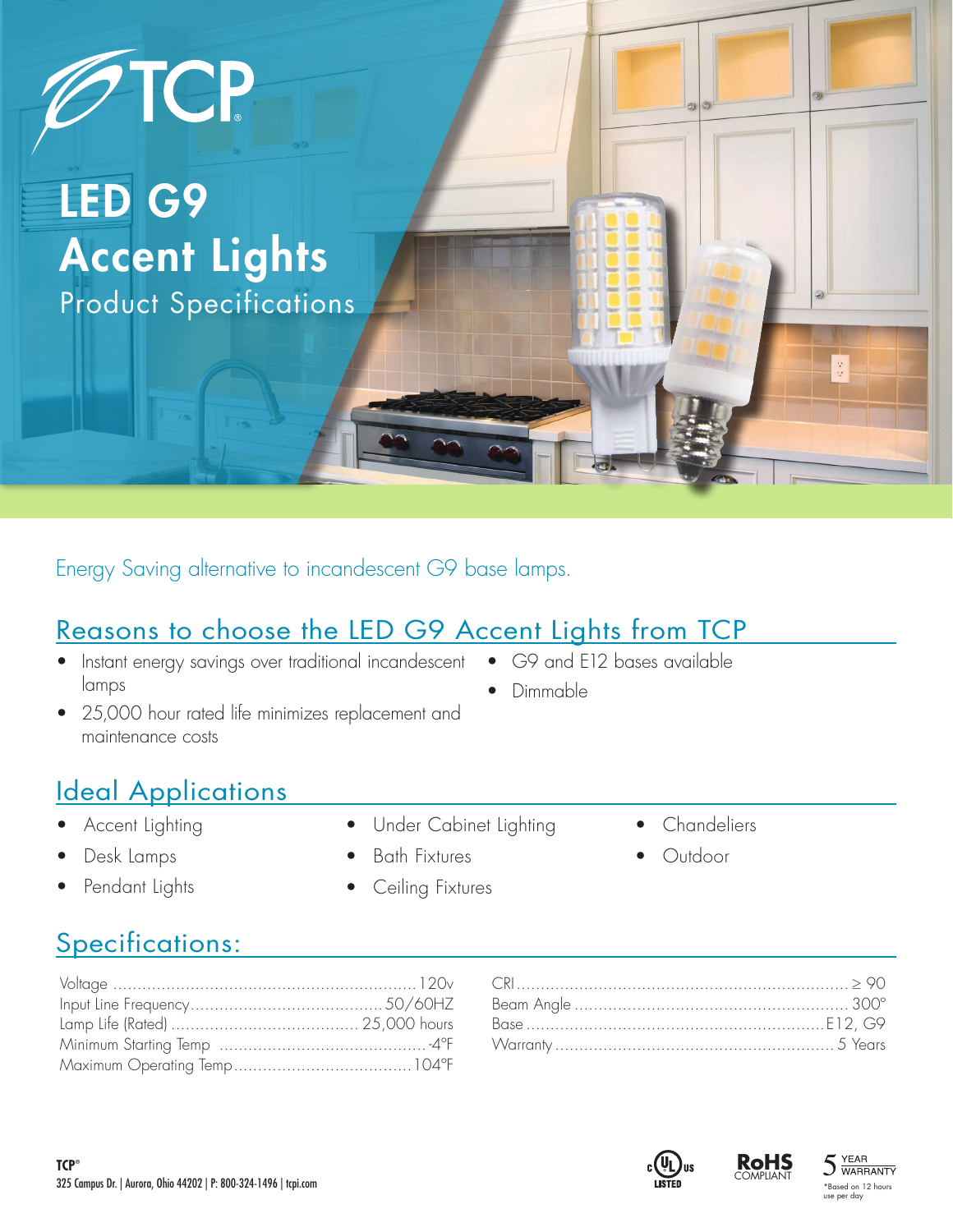# TCP

# LED G9 Accent Lights

## Product Specifications

Energy Saving alternative to incandescent G9 base lamps.

## Reasons to choose the LED G9 Accent Lights from TCP

- Instant energy savings over traditional incandescent lamps
- 25,000 hour rated life minimizes replacement and maintenance costs
- G9 and E12 bases available
- Dimmable

## Ideal Applications

- Accent Lighting
- Desk Lamps
- Pendant Lights
- Under Cabinet Lighting
- Bath Fixtures
- Ceiling Fixtures
- Chandeliers
- Outdoor

## Specifications:

| | |
|---|---|
| Voltage | 120v |
| Input Line Frequency | 50/60HZ |
| Lamp Life (Rated) | 25,000 hours |
| Minimum Starting Temp | -4°F |
| Maximum Operating Temp | 104°F |
| CRI | ≥ 90 |
| Beam Angle | 300° |
| Base | E12, G9 |
| Warranty | 5 Years |

**TCP®**
325 Campus Dr. | Aurora, Ohio 44202 | P: 800-324-1496 | tcpi.com

c UL us LISTED

RoHS COMPLIANT

5 YEAR WARRANTY
*Based on 12 hours use per day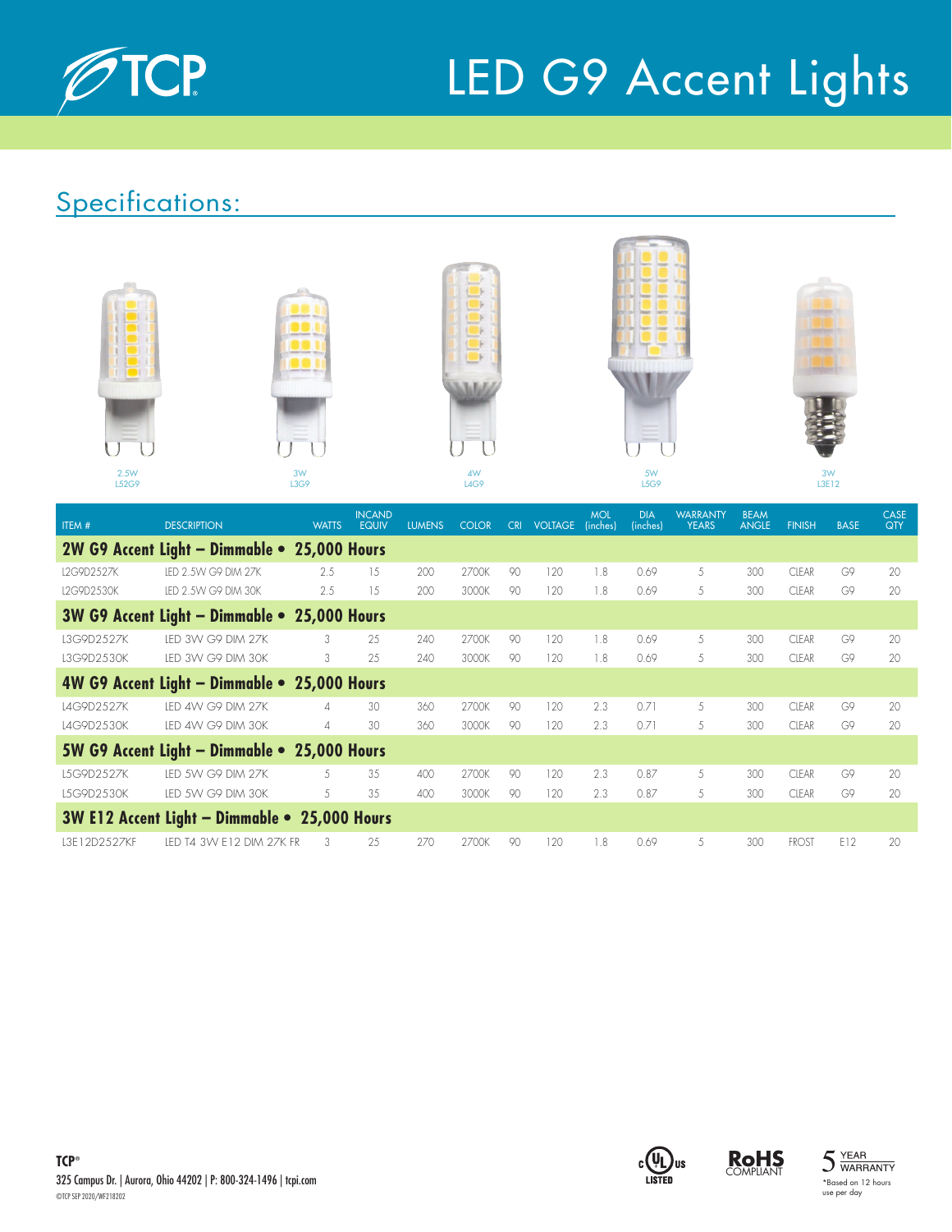# LED G9 Accent Lights

## Specifications:

2.5W
L52G9

3W
L3G9

4W
L4G9

5W
L5G9

3W
L3E12

| ITEM # | DESCRIPTION | WATTS | INCAND EQUIV | LUMENS | COLOR | CRI | VOLTAGE | MOL (inches) | DIA (inches) | WARRANTY YEARS | BEAM ANGLE | FINISH | BASE | CASE QTY |
|---|---|---|---|---|---|---|---|---|---|---|---|---|---|---|
| **2W G9 Accent Light – Dimmable • 25,000 Hours** | | | | | | | | | | | | | | |
| L2G9D2527K | LED 2.5W G9 DIM 27K | 2.5 | 15 | 200 | 2700K | 90 | 120 | 1.8 | 0.69 | 5 | 300 | CLEAR | G9 | 20 |
| L2G9D2530K | LED 2.5W G9 DIM 30K | 2.5 | 15 | 200 | 3000K | 90 | 120 | 1.8 | 0.69 | 5 | 300 | CLEAR | G9 | 20 |
| **3W G9 Accent Light – Dimmable • 25,000 Hours** | | | | | | | | | | | | | | |
| L3G9D2527K | LED 3W G9 DIM 27K | 3 | 25 | 240 | 2700K | 90 | 120 | 1.8 | 0.69 | 5 | 300 | CLEAR | G9 | 20 |
| L3G9D2530K | LED 3W G9 DIM 30K | 3 | 25 | 240 | 3000K | 90 | 120 | 1.8 | 0.69 | 5 | 300 | CLEAR | G9 | 20 |
| **4W G9 Accent Light – Dimmable • 25,000 Hours** | | | | | | | | | | | | | | |
| L4G9D2527K | LED 4W G9 DIM 27K | 4 | 30 | 360 | 2700K | 90 | 120 | 2.3 | 0.71 | 5 | 300 | CLEAR | G9 | 20 |
| L4G9D2530K | LED 4W G9 DIM 30K | 4 | 30 | 360 | 3000K | 90 | 120 | 2.3 | 0.71 | 5 | 300 | CLEAR | G9 | 20 |
| **5W G9 Accent Light – Dimmable • 25,000 Hours** | | | | | | | | | | | | | | |
| L5G9D2527K | LED 5W G9 DIM 27K | 5 | 35 | 400 | 2700K | 90 | 120 | 2.3 | 0.87 | 5 | 300 | CLEAR | G9 | 20 |
| L5G9D2530K | LED 5W G9 DIM 30K | 5 | 35 | 400 | 3000K | 90 | 120 | 2.3 | 0.87 | 5 | 300 | CLEAR | G9 | 20 |
| **3W E12 Accent Light – Dimmable • 25,000 Hours** | | | | | | | | | | | | | | |
| L3E12D2527KF | LED T4 3W E12 DIM 27K FR | 3 | 25 | 270 | 2700K | 90 | 120 | 1.8 | 0.69 | 5 | 300 | FROST | E12 | 20 |

**TCP®**
325 Campus Dr. | Aurora, Ohio 44202 | P: 800-324-1496 | tcpi.com
©TCP SEP 2020/WF218202

c UL us LISTED

RoHS COMPLIANT

5 YEAR WARRANTY
*Based on 12 hours use per day